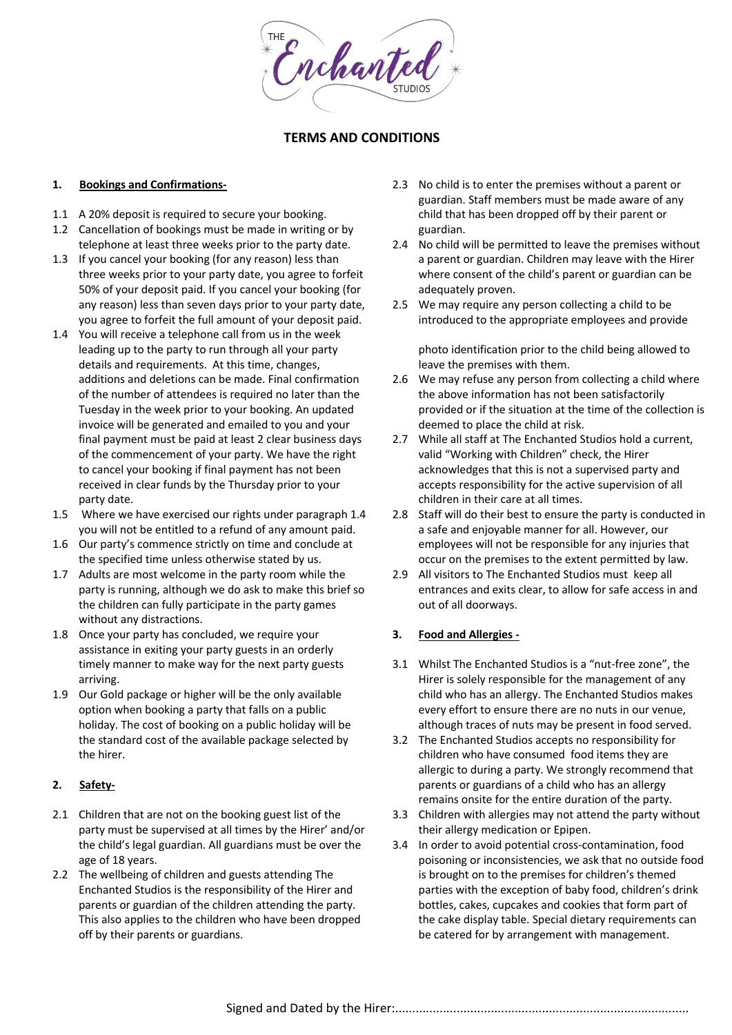THE Enchanted STUDIOS

# TERMS AND CONDITIONS

## 1. Bookings and Confirmations-

1.1 A 20% deposit is required to secure your booking.

1.2 Cancellation of bookings must be made in writing or by telephone at least three weeks prior to the party date.

1.3 If you cancel your booking (for any reason) less than three weeks prior to your party date, you agree to forfeit 50% of your deposit paid. If you cancel your booking (for any reason) less than seven days prior to your party date, you agree to forfeit the full amount of your deposit paid.

1.4 You will receive a telephone call from us in the week leading up to the party to run through all your party details and requirements. At this time, changes, additions and deletions can be made. Final confirmation of the number of attendees is required no later than the Tuesday in the week prior to your booking. An updated invoice will be generated and emailed to you and your final payment must be paid at least 2 clear business days of the commencement of your party. We have the right to cancel your booking if final payment has not been received in clear funds by the Thursday prior to your party date.

1.5 Where we have exercised our rights under paragraph 1.4 you will not be entitled to a refund of any amount paid.

1.6 Our party's commence strictly on time and conclude at the specified time unless otherwise stated by us.

1.7 Adults are most welcome in the party room while the party is running, although we do ask to make this brief so the children can fully participate in the party games without any distractions.

1.8 Once your party has concluded, we require your assistance in exiting your party guests in an orderly timely manner to make way for the next party guests arriving.

1.9 Our Gold package or higher will be the only available option when booking a party that falls on a public holiday. The cost of booking on a public holiday will be the standard cost of the available package selected by the hirer.

## 2. Safety-

2.1 Children that are not on the booking guest list of the party must be supervised at all times by the Hirer' and/or the child's legal guardian. All guardians must be over the age of 18 years.

2.2 The wellbeing of children and guests attending The Enchanted Studios is the responsibility of the Hirer and parents or guardian of the children attending the party. This also applies to the children who have been dropped off by their parents or guardians.

2.3 No child is to enter the premises without a parent or guardian. Staff members must be made aware of any child that has been dropped off by their parent or guardian.

2.4 No child will be permitted to leave the premises without a parent or guardian. Children may leave with the Hirer where consent of the child's parent or guardian can be adequately proven.

2.5 We may require any person collecting a child to be introduced to the appropriate employees and provide photo identification prior to the child being allowed to leave the premises with them.

2.6 We may refuse any person from collecting a child where the above information has not been satisfactorily provided or if the situation at the time of the collection is deemed to place the child at risk.

2.7 While all staff at The Enchanted Studios hold a current, valid "Working with Children" check, the Hirer acknowledges that this is not a supervised party and accepts responsibility for the active supervision of all children in their care at all times.

2.8 Staff will do their best to ensure the party is conducted in a safe and enjoyable manner for all. However, our employees will not be responsible for any injuries that occur on the premises to the extent permitted by law.

2.9 All visitors to The Enchanted Studios must keep all entrances and exits clear, to allow for safe access in and out of all doorways.

## 3. Food and Allergies -

3.1 Whilst The Enchanted Studios is a "nut-free zone", the Hirer is solely responsible for the management of any child who has an allergy. The Enchanted Studios makes every effort to ensure there are no nuts in our venue, although traces of nuts may be present in food served.

3.2 The Enchanted Studios accepts no responsibility for children who have consumed food items they are allergic to during a party. We strongly recommend that parents or guardians of a child who has an allergy remains onsite for the entire duration of the party.

3.3 Children with allergies may not attend the party without their allergy medication or Epipen.

3.4 In order to avoid potential cross-contamination, food poisoning or inconsistencies, we ask that no outside food is brought on to the premises for children's themed parties with the exception of baby food, children's drink bottles, cakes, cupcakes and cookies that form part of the cake display table. Special dietary requirements can be catered for by arrangement with management.

Signed and Dated by the Hirer:......................................................................................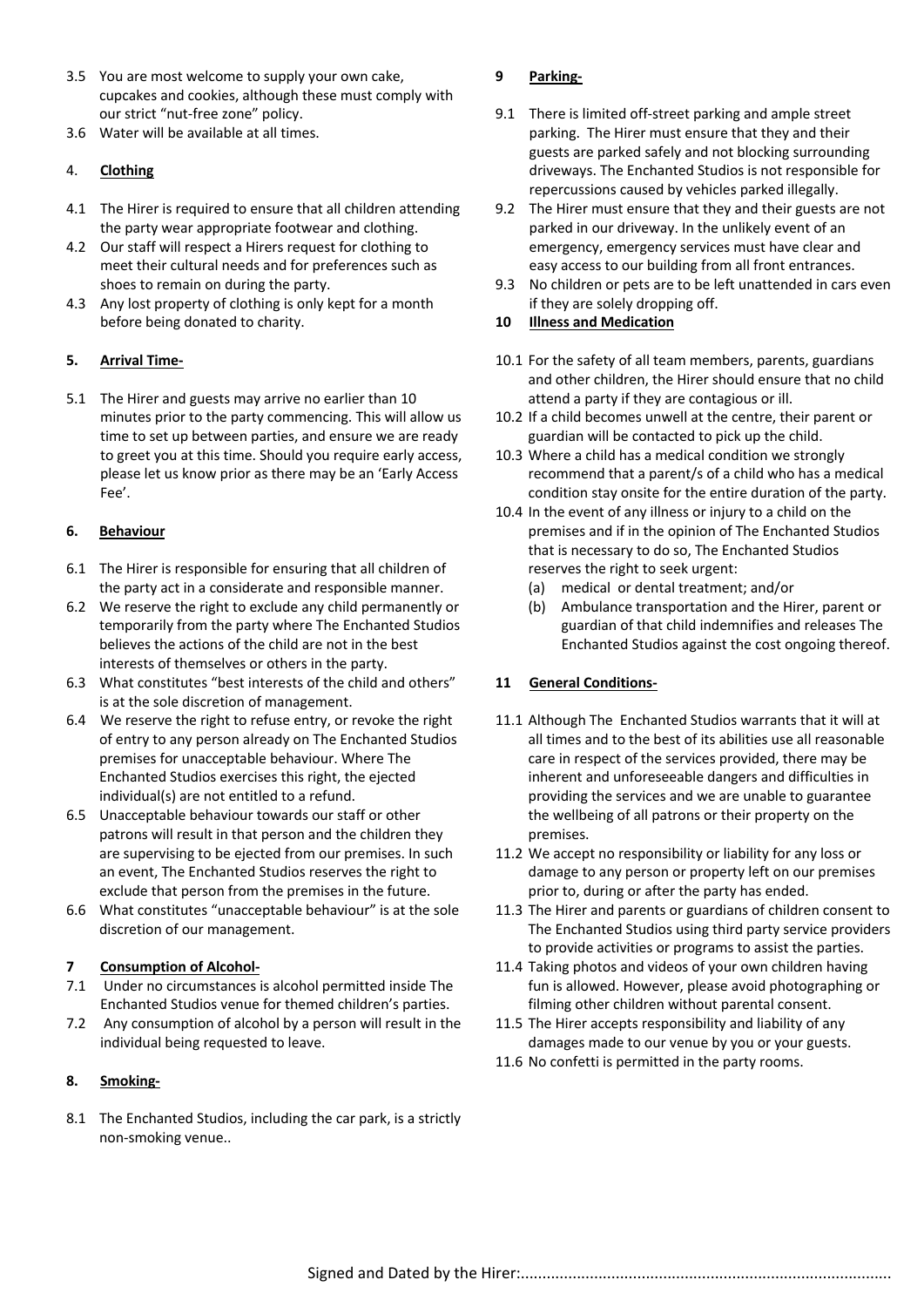3.5 You are most welcome to supply your own cake, cupcakes and cookies, although these must comply with our strict "nut-free zone" policy.

3.6 Water will be available at all times.

### 4. **Clothing**

4.1 The Hirer is required to ensure that all children attending the party wear appropriate footwear and clothing.

4.2 Our staff will respect a Hirers request for clothing to meet their cultural needs and for preferences such as shoes to remain on during the party.

4.3 Any lost property of clothing is only kept for a month before being donated to charity.

### 5. **Arrival Time-**

5.1 The Hirer and guests may arrive no earlier than 10 minutes prior to the party commencing. This will allow us time to set up between parties, and ensure we are ready to greet you at this time. Should you require early access, please let us know prior as there may be an 'Early Access Fee'.

### 6. **Behaviour**

6.1 The Hirer is responsible for ensuring that all children of the party act in a considerate and responsible manner.

6.2 We reserve the right to exclude any child permanently or temporarily from the party where The Enchanted Studios believes the actions of the child are not in the best interests of themselves or others in the party.

6.3 What constitutes "best interests of the child and others" is at the sole discretion of management.

6.4 We reserve the right to refuse entry, or revoke the right of entry to any person already on The Enchanted Studios premises for unacceptable behaviour. Where The Enchanted Studios exercises this right, the ejected individual(s) are not entitled to a refund.

6.5 Unacceptable behaviour towards our staff or other patrons will result in that person and the children they are supervising to be ejected from our premises. In such an event, The Enchanted Studios reserves the right to exclude that person from the premises in the future.

6.6 What constitutes "unacceptable behaviour" is at the sole discretion of our management.

### 7 **Consumption of Alcohol-**

7.1 Under no circumstances is alcohol permitted inside The Enchanted Studios venue for themed children's parties.

7.2 Any consumption of alcohol by a person will result in the individual being requested to leave.

### 8. **Smoking-**

8.1 The Enchanted Studios, including the car park, is a strictly non-smoking venue..

### 9 **Parking-**

9.1 There is limited off-street parking and ample street parking. The Hirer must ensure that they and their guests are parked safely and not blocking surrounding driveways. The Enchanted Studios is not responsible for repercussions caused by vehicles parked illegally.

9.2 The Hirer must ensure that they and their guests are not parked in our driveway. In the unlikely event of an emergency, emergency services must have clear and easy access to our building from all front entrances.

9.3 No children or pets are to be left unattended in cars even if they are solely dropping off.

### 10 **Illness and Medication**

10.1 For the safety of all team members, parents, guardians and other children, the Hirer should ensure that no child attend a party if they are contagious or ill.

10.2 If a child becomes unwell at the centre, their parent or guardian will be contacted to pick up the child.

10.3 Where a child has a medical condition we strongly recommend that a parent/s of a child who has a medical condition stay onsite for the entire duration of the party.

10.4 In the event of any illness or injury to a child on the premises and if in the opinion of The Enchanted Studios that is necessary to do so, The Enchanted Studios reserves the right to seek urgent:

- (a) medical or dental treatment; and/or
- (b) Ambulance transportation and the Hirer, parent or guardian of that child indemnifies and releases The Enchanted Studios against the cost ongoing thereof.

### 11 **General Conditions-**

11.1 Although The Enchanted Studios warrants that it will at all times and to the best of its abilities use all reasonable care in respect of the services provided, there may be inherent and unforeseeable dangers and difficulties in providing the services and we are unable to guarantee the wellbeing of all patrons or their property on the premises.

11.2 We accept no responsibility or liability for any loss or damage to any person or property left on our premises prior to, during or after the party has ended.

11.3 The Hirer and parents or guardians of children consent to The Enchanted Studios using third party service providers to provide activities or programs to assist the parties.

11.4 Taking photos and videos of your own children having fun is allowed. However, please avoid photographing or filming other children without parental consent.

11.5 The Hirer accepts responsibility and liability of any damages made to our venue by you or your guests.

11.6 No confetti is permitted in the party rooms.

Signed and Dated by the Hirer:......................................................................................